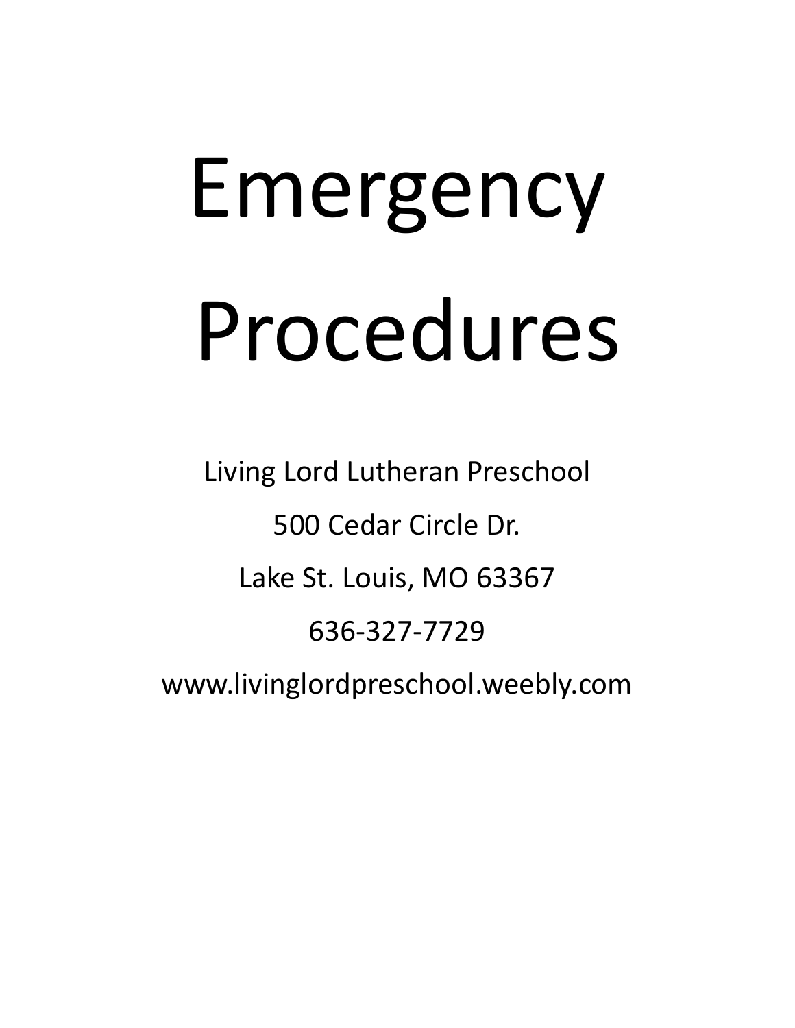# Emergency Procedures

Living Lord Lutheran Preschool

500 Cedar Circle Dr.

Lake St. Louis, MO 63367

636-327-7729

www.livinglordpreschool.weebly.com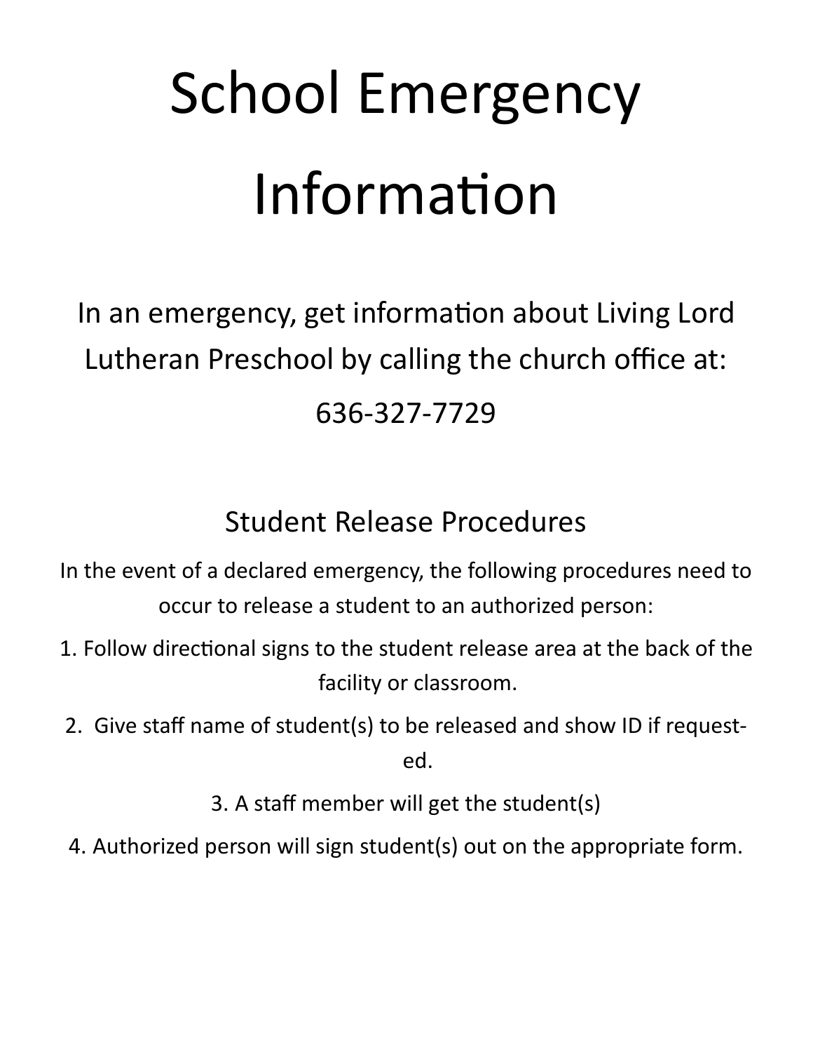# School Emergency Information

In an emergency, get information about Living Lord Lutheran Preschool by calling the church office at:

636-327-7729

## Student Release Procedures

In the event of a declared emergency, the following procedures need to occur to release a student to an authorized person:

1. Follow directional signs to the student release area at the back of the facility or classroom.
2. Give staff name of student(s) to be released and show ID if requested.
3. A staff member will get the student(s)
4. Authorized person will sign student(s) out on the appropriate form.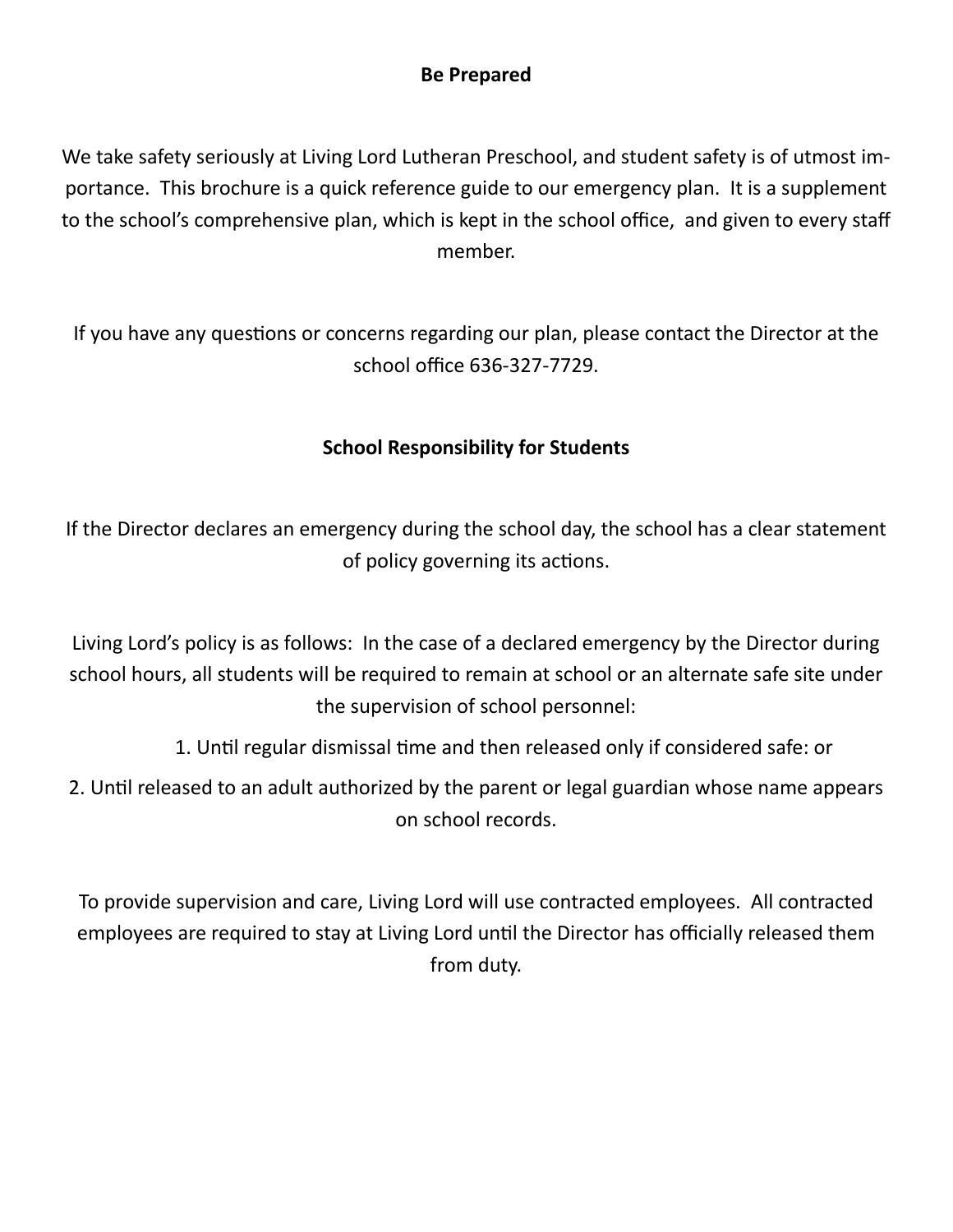## Be Prepared

We take safety seriously at Living Lord Lutheran Preschool, and student safety is of utmost importance. This brochure is a quick reference guide to our emergency plan. It is a supplement to the school's comprehensive plan, which is kept in the school office, and given to every staff member.

If you have any questions or concerns regarding our plan, please contact the Director at the school office 636-327-7729.

## School Responsibility for Students

If the Director declares an emergency during the school day, the school has a clear statement of policy governing its actions.

Living Lord's policy is as follows: In the case of a declared emergency by the Director during school hours, all students will be required to remain at school or an alternate safe site under the supervision of school personnel:

1. Until regular dismissal time and then released only if considered safe: or
2. Until released to an adult authorized by the parent or legal guardian whose name appears on school records.

To provide supervision and care, Living Lord will use contracted employees. All contracted employees are required to stay at Living Lord until the Director has officially released them from duty.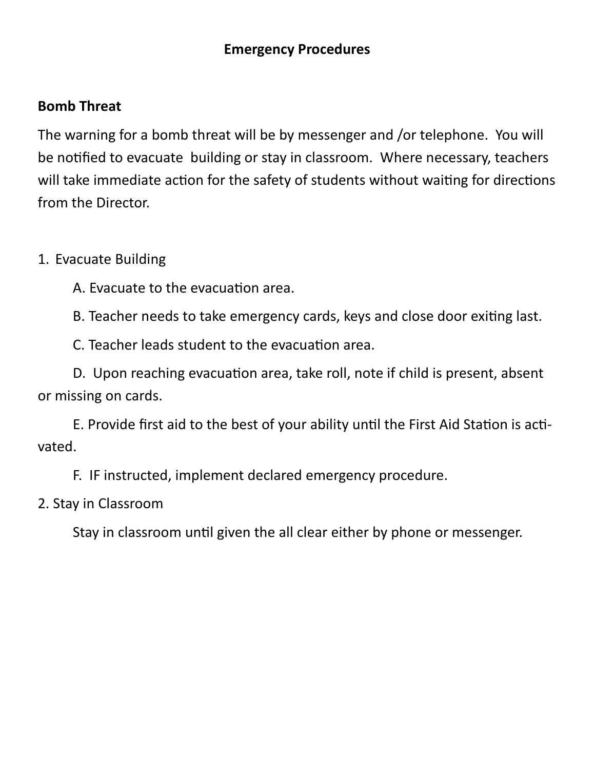# Emergency Procedures

## Bomb Threat

The warning for a bomb threat will be by messenger and /or telephone. You will be notified to evacuate building or stay in classroom. Where necessary, teachers will take immediate action for the safety of students without waiting for directions from the Director.

1. Evacuate Building

   A. Evacuate to the evacuation area.

   B. Teacher needs to take emergency cards, keys and close door exiting last.

   C. Teacher leads student to the evacuation area.

   D. Upon reaching evacuation area, take roll, note if child is present, absent or missing on cards.

   E. Provide first aid to the best of your ability until the First Aid Station is activated.

   F. IF instructed, implement declared emergency procedure.

2. Stay in Classroom

   Stay in classroom until given the all clear either by phone or messenger.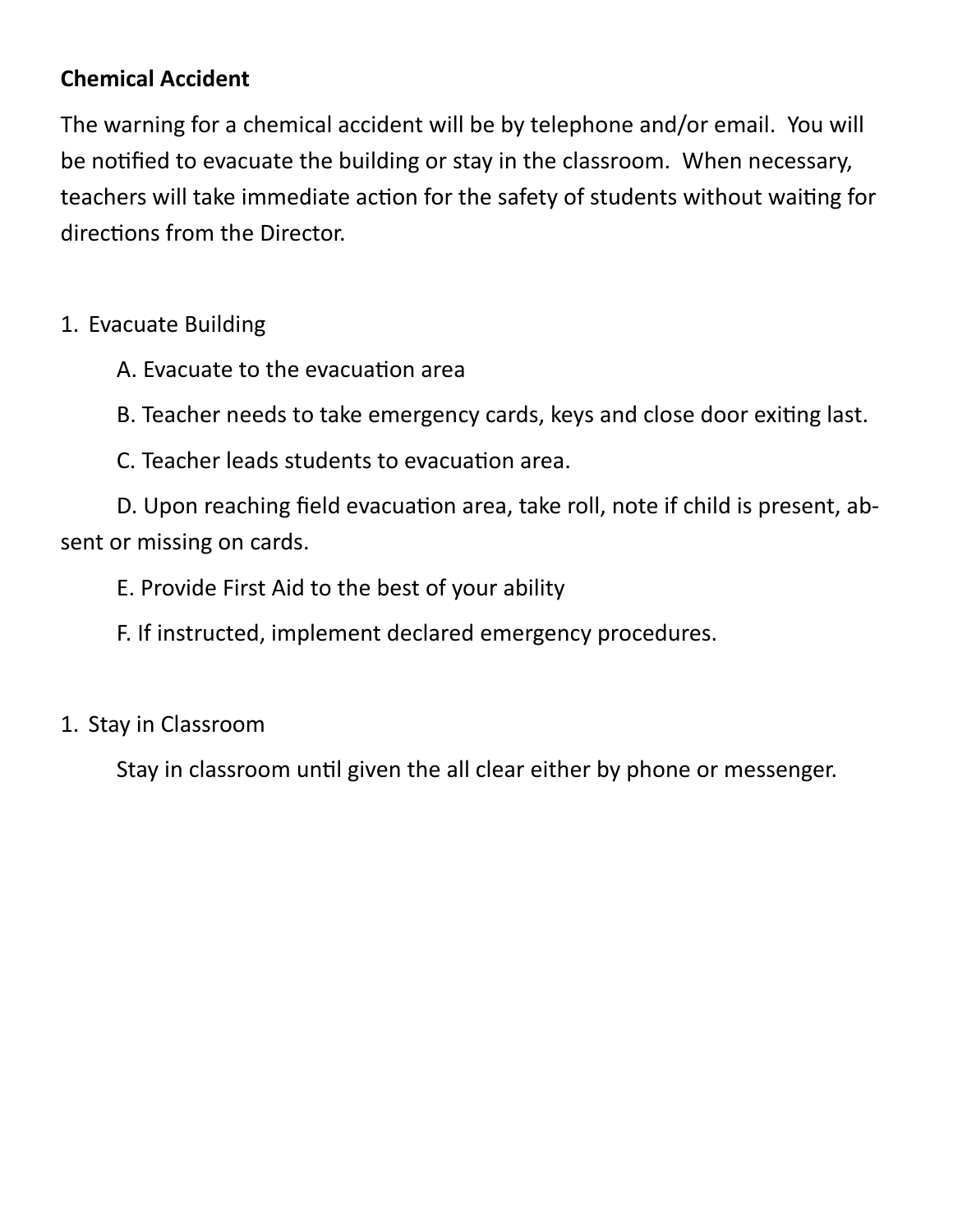**Chemical Accident**

The warning for a chemical accident will be by telephone and/or email. You will be notified to evacuate the building or stay in the classroom. When necessary, teachers will take immediate action for the safety of students without waiting for directions from the Director.

1. Evacuate Building

   A. Evacuate to the evacuation area

   B. Teacher needs to take emergency cards, keys and close door exiting last.

   C. Teacher leads students to evacuation area.

   D. Upon reaching field evacuation area, take roll, note if child is present, absent or missing on cards.

   E. Provide First Aid to the best of your ability

   F. If instructed, implement declared emergency procedures.

1. Stay in Classroom

   Stay in classroom until given the all clear either by phone or messenger.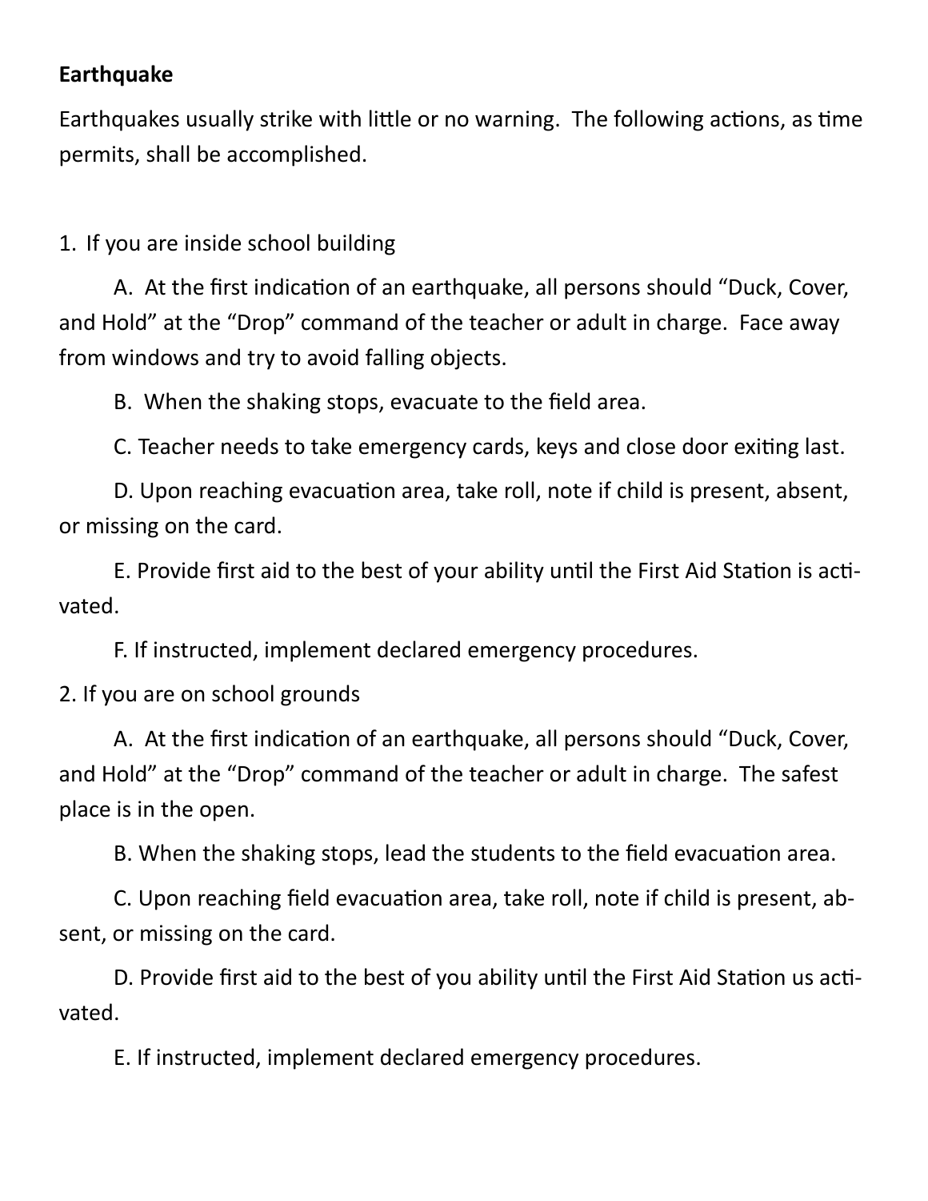**Earthquake**

Earthquakes usually strike with little or no warning. The following actions, as time permits, shall be accomplished.

1. If you are inside school building

   A. At the first indication of an earthquake, all persons should "Duck, Cover, and Hold" at the "Drop" command of the teacher or adult in charge. Face away from windows and try to avoid falling objects.

   B. When the shaking stops, evacuate to the field area.

   C. Teacher needs to take emergency cards, keys and close door exiting last.

   D. Upon reaching evacuation area, take roll, note if child is present, absent, or missing on the card.

   E. Provide first aid to the best of your ability until the First Aid Station is activated.

   F. If instructed, implement declared emergency procedures.

2. If you are on school grounds

   A. At the first indication of an earthquake, all persons should "Duck, Cover, and Hold" at the "Drop" command of the teacher or adult in charge. The safest place is in the open.

   B. When the shaking stops, lead the students to the field evacuation area.

   C. Upon reaching field evacuation area, take roll, note if child is present, absent, or missing on the card.

   D. Provide first aid to the best of you ability until the First Aid Station us activated.

   E. If instructed, implement declared emergency procedures.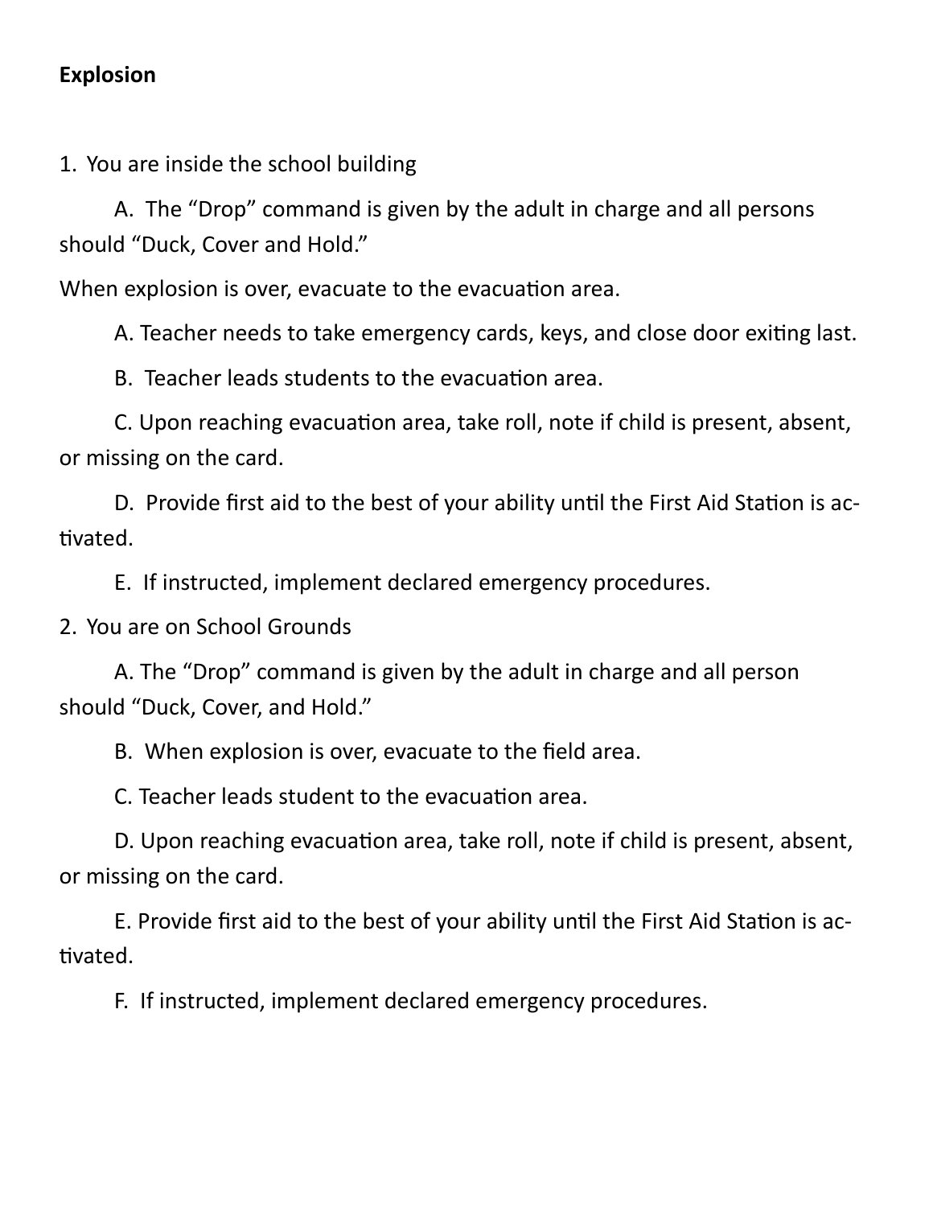**Explosion**

1. You are inside the school building

   A. The “Drop” command is given by the adult in charge and all persons should “Duck, Cover and Hold.”

When explosion is over, evacuate to the evacuation area.

   A. Teacher needs to take emergency cards, keys, and close door exiting last.

   B. Teacher leads students to the evacuation area.

   C. Upon reaching evacuation area, take roll, note if child is present, absent, or missing on the card.

   D. Provide first aid to the best of your ability until the First Aid Station is activated.

   E. If instructed, implement declared emergency procedures.

2. You are on School Grounds

   A. The “Drop” command is given by the adult in charge and all person should “Duck, Cover, and Hold.”

   B. When explosion is over, evacuate to the field area.

   C. Teacher leads student to the evacuation area.

   D. Upon reaching evacuation area, take roll, note if child is present, absent, or missing on the card.

   E. Provide first aid to the best of your ability until the First Aid Station is activated.

   F. If instructed, implement declared emergency procedures.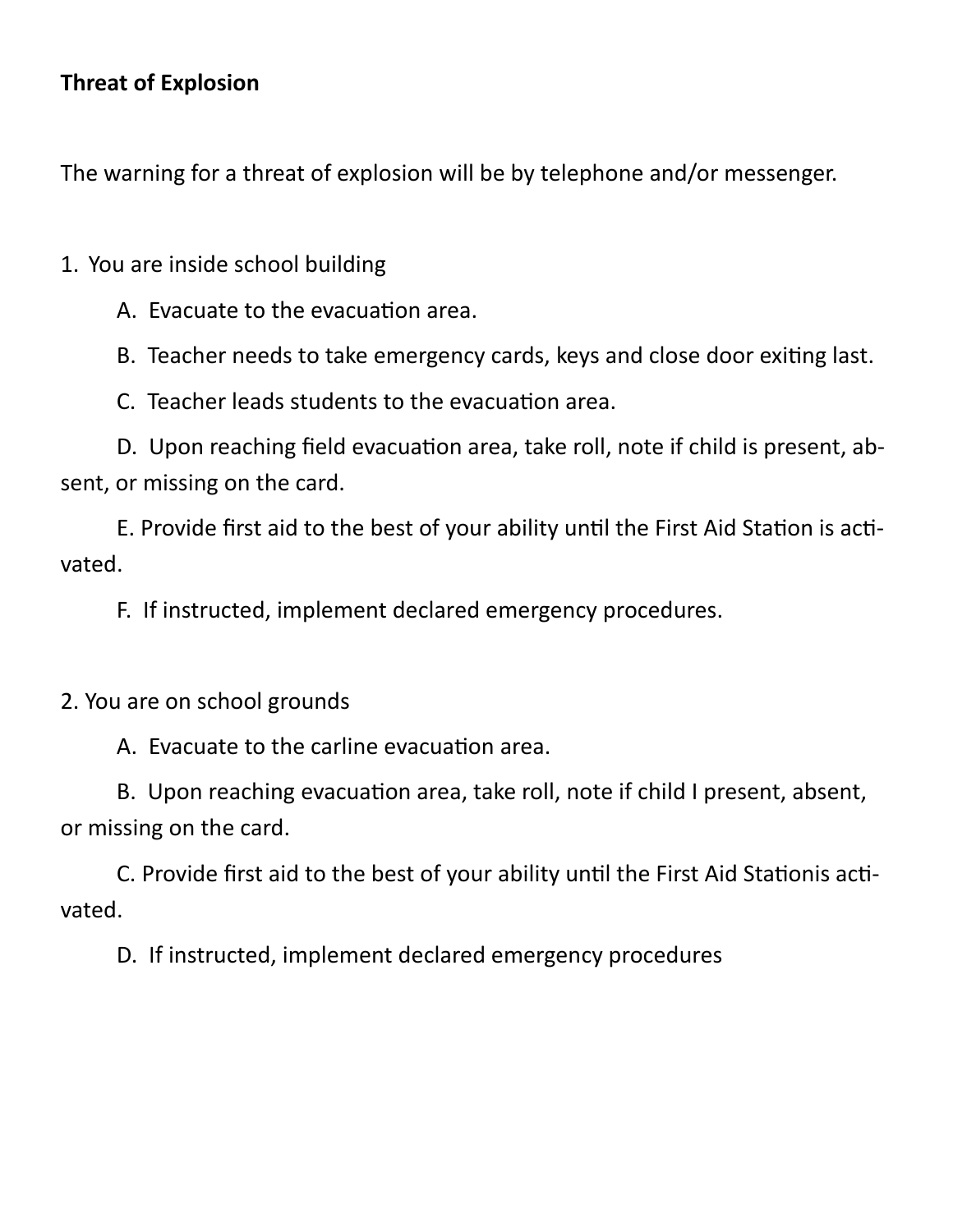**Threat of Explosion**

The warning for a threat of explosion will be by telephone and/or messenger.

1. You are inside school building

    A. Evacuate to the evacuation area.

    B. Teacher needs to take emergency cards, keys and close door exiting last.

    C. Teacher leads students to the evacuation area.

    D. Upon reaching field evacuation area, take roll, note if child is present, absent, or missing on the card.

    E. Provide first aid to the best of your ability until the First Aid Station is activated.

    F. If instructed, implement declared emergency procedures.

2. You are on school grounds

    A. Evacuate to the carline evacuation area.

    B. Upon reaching evacuation area, take roll, note if child I present, absent, or missing on the card.

    C. Provide first aid to the best of your ability until the First Aid Stationis activated.

    D. If instructed, implement declared emergency procedures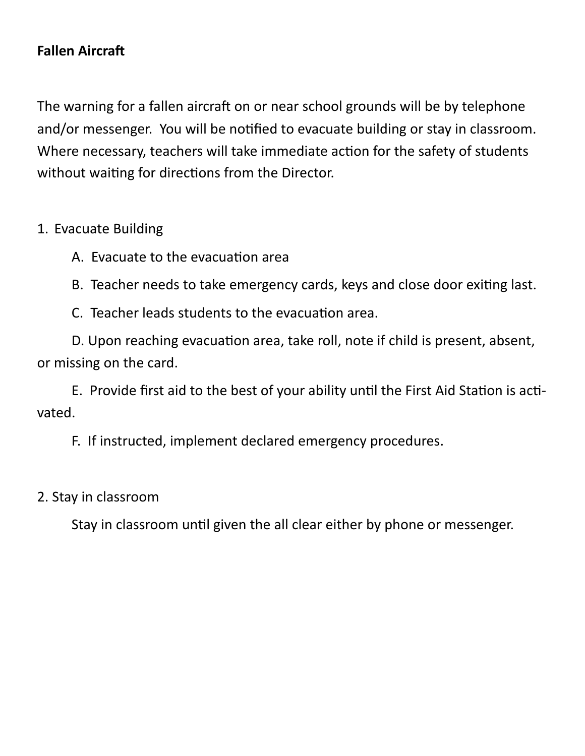**Fallen Aircraft**

The warning for a fallen aircraft on or near school grounds will be by telephone and/or messenger. You will be notified to evacuate building or stay in classroom. Where necessary, teachers will take immediate action for the safety of students without waiting for directions from the Director.

1. Evacuate Building

    A. Evacuate to the evacuation area

    B. Teacher needs to take emergency cards, keys and close door exiting last.

    C. Teacher leads students to the evacuation area.

    D. Upon reaching evacuation area, take roll, note if child is present, absent, or missing on the card.

    E. Provide first aid to the best of your ability until the First Aid Station is activated.

    F. If instructed, implement declared emergency procedures.

2. Stay in classroom

    Stay in classroom until given the all clear either by phone or messenger.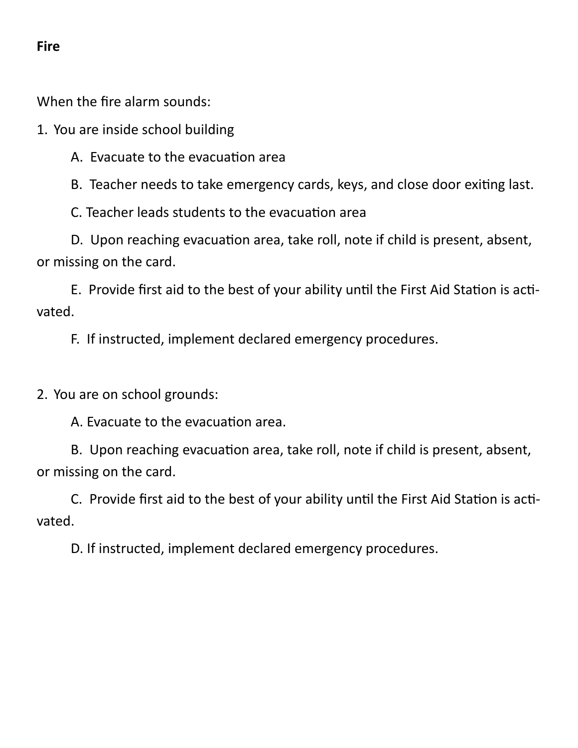**Fire**

When the fire alarm sounds:

1. You are inside school building

   A. Evacuate to the evacuation area

   B. Teacher needs to take emergency cards, keys, and close door exiting last.

   C. Teacher leads students to the evacuation area

   D. Upon reaching evacuation area, take roll, note if child is present, absent, or missing on the card.

   E. Provide first aid to the best of your ability until the First Aid Station is activated.

   F. If instructed, implement declared emergency procedures.

2. You are on school grounds:

   A. Evacuate to the evacuation area.

   B. Upon reaching evacuation area, take roll, note if child is present, absent, or missing on the card.

   C. Provide first aid to the best of your ability until the First Aid Station is activated.

   D. If instructed, implement declared emergency procedures.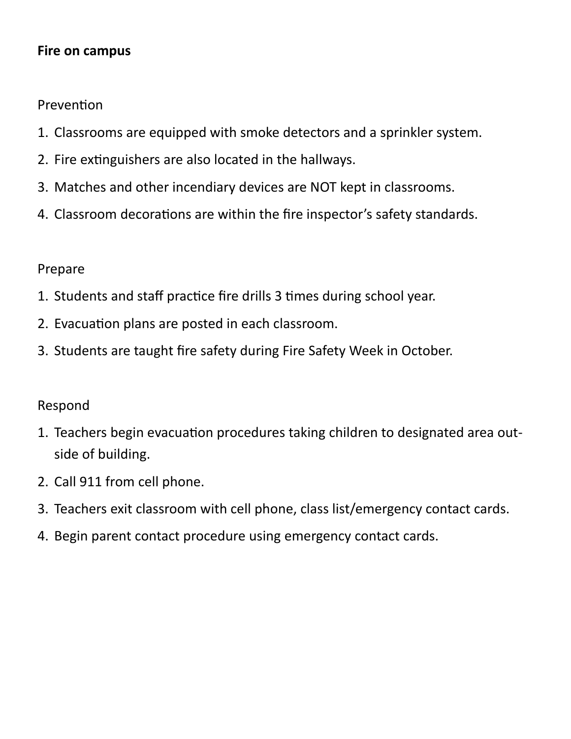**Fire on campus**

Prevention

1. Classrooms are equipped with smoke detectors and a sprinkler system.
2. Fire extinguishers are also located in the hallways.
3. Matches and other incendiary devices are NOT kept in classrooms.
4. Classroom decorations are within the fire inspector's safety standards.

Prepare

1. Students and staff practice fire drills 3 times during school year.
2. Evacuation plans are posted in each classroom.
3. Students are taught fire safety during Fire Safety Week in October.

Respond

1. Teachers begin evacuation procedures taking children to designated area outside of building.
2. Call 911 from cell phone.
3. Teachers exit classroom with cell phone, class list/emergency contact cards.
4. Begin parent contact procedure using emergency contact cards.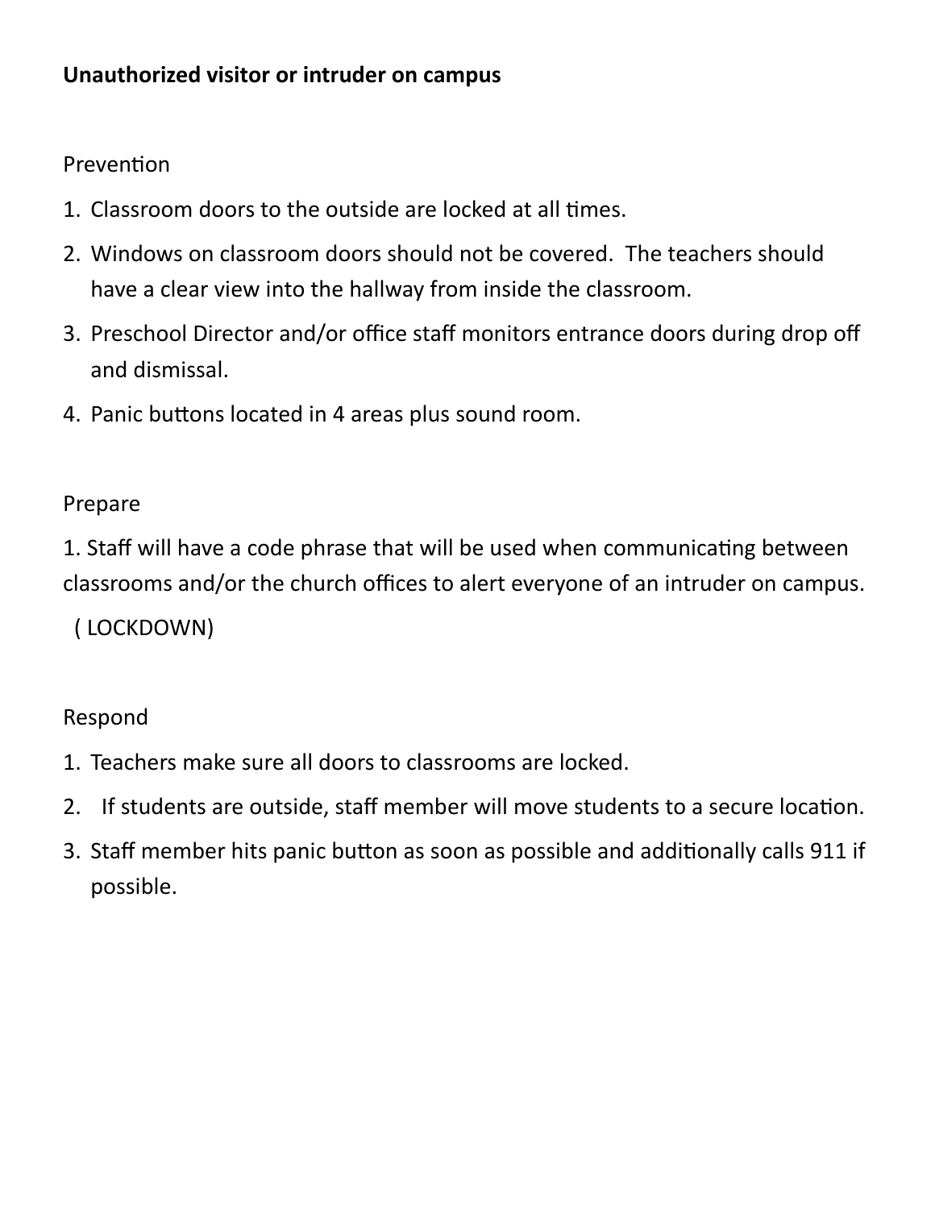**Unauthorized visitor or intruder on campus**

Prevention

1. Classroom doors to the outside are locked at all times.
2. Windows on classroom doors should not be covered. The teachers should have a clear view into the hallway from inside the classroom.
3. Preschool Director and/or office staff monitors entrance doors during drop off and dismissal.
4. Panic buttons located in 4 areas plus sound room.

Prepare

1. Staff will have a code phrase that will be used when communicating between classrooms and/or the church offices to alert everyone of an intruder on campus. ( LOCKDOWN)

Respond

1. Teachers make sure all doors to classrooms are locked.
2. If students are outside, staff member will move students to a secure location.
3. Staff member hits panic button as soon as possible and additionally calls 911 if possible.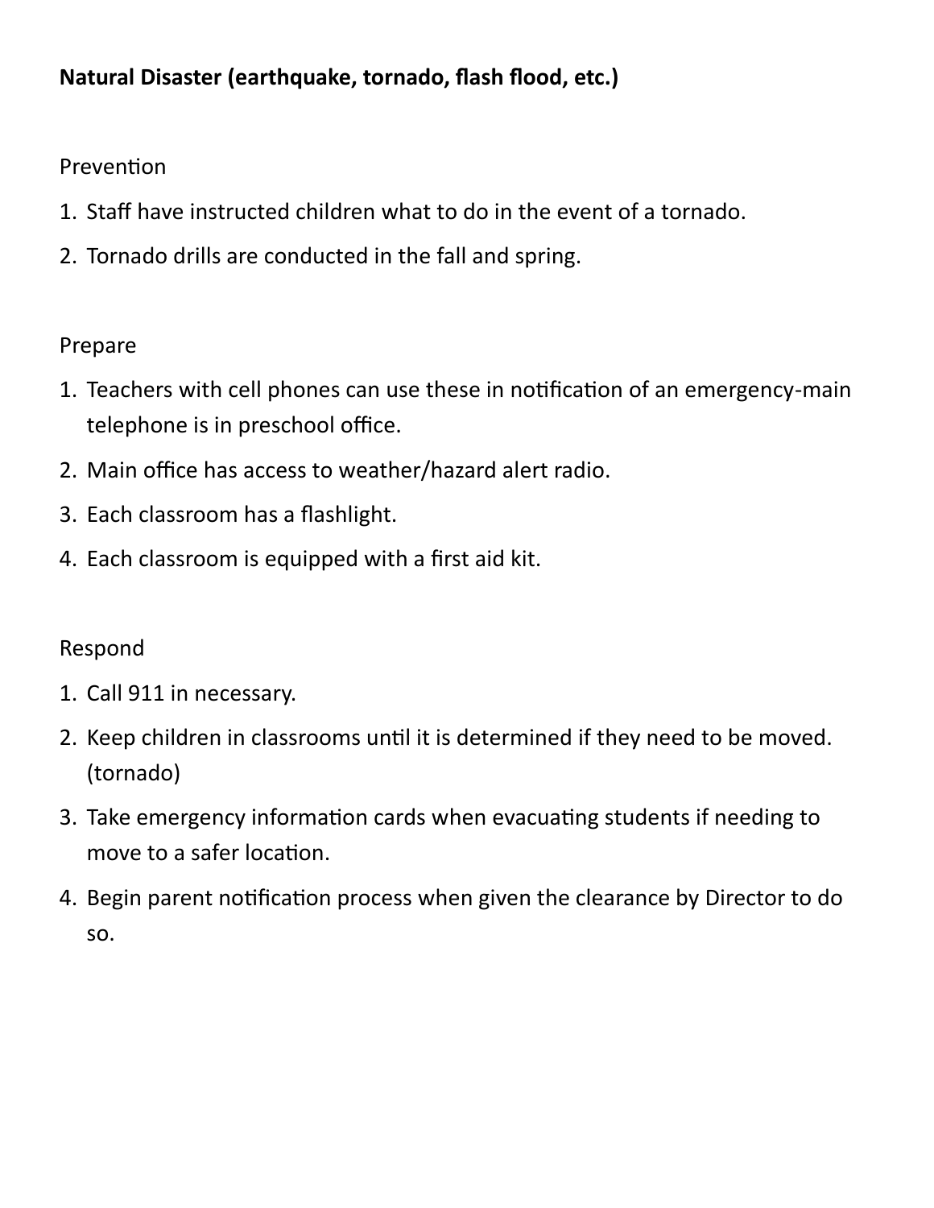**Natural Disaster (earthquake, tornado, flash flood, etc.)**

Prevention

1. Staff have instructed children what to do in the event of a tornado.
2. Tornado drills are conducted in the fall and spring.

Prepare

1. Teachers with cell phones can use these in notification of an emergency-main telephone is in preschool office.
2. Main office has access to weather/hazard alert radio.
3. Each classroom has a flashlight.
4. Each classroom is equipped with a first aid kit.

Respond

1. Call 911 in necessary.
2. Keep children in classrooms until it is determined if they need to be moved. (tornado)
3. Take emergency information cards when evacuating students if needing to move to a safer location.
4. Begin parent notification process when given the clearance by Director to do so.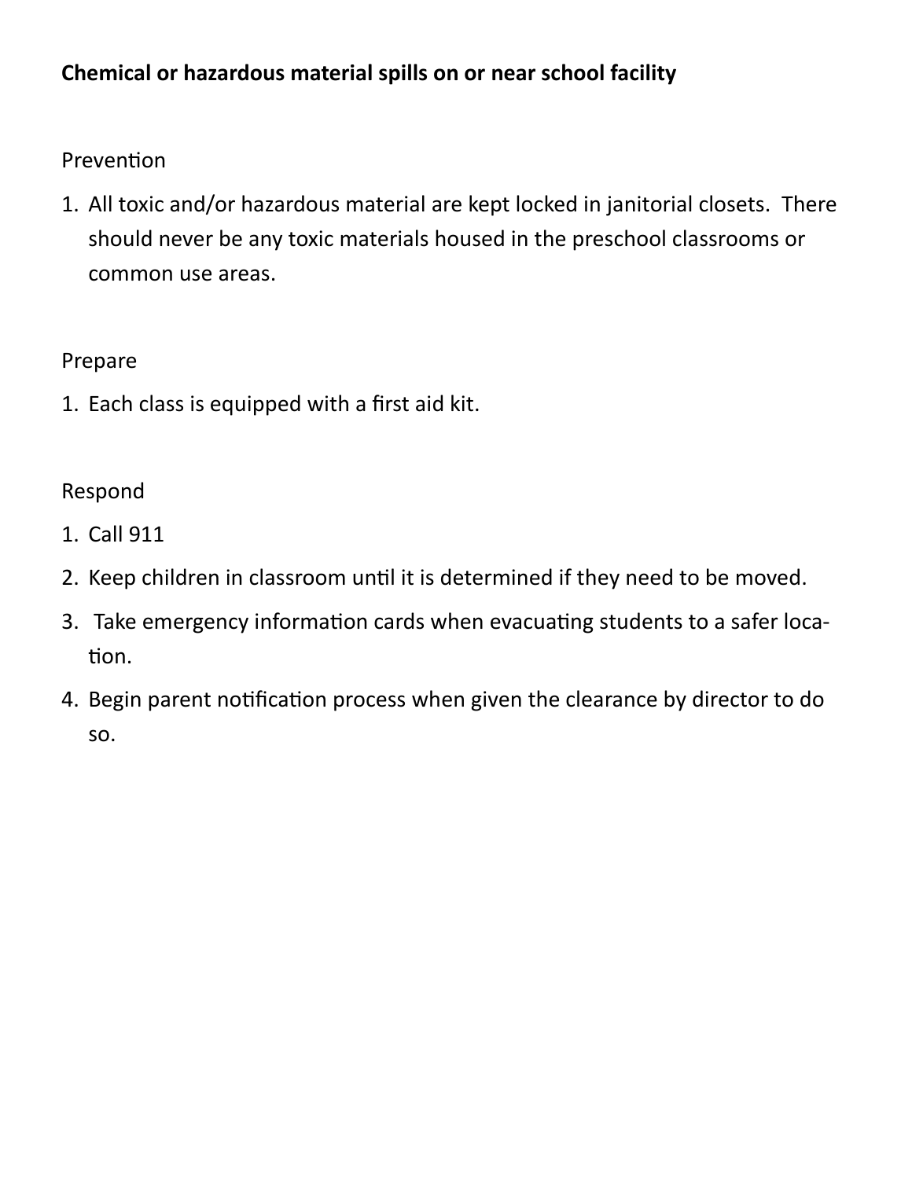**Chemical or hazardous material spills on or near school facility**

Prevention

1. All toxic and/or hazardous material are kept locked in janitorial closets. There should never be any toxic materials housed in the preschool classrooms or common use areas.

Prepare

1. Each class is equipped with a first aid kit.

Respond

1. Call 911
2. Keep children in classroom until it is determined if they need to be moved.
3. Take emergency information cards when evacuating students to a safer location.
4. Begin parent notification process when given the clearance by director to do so.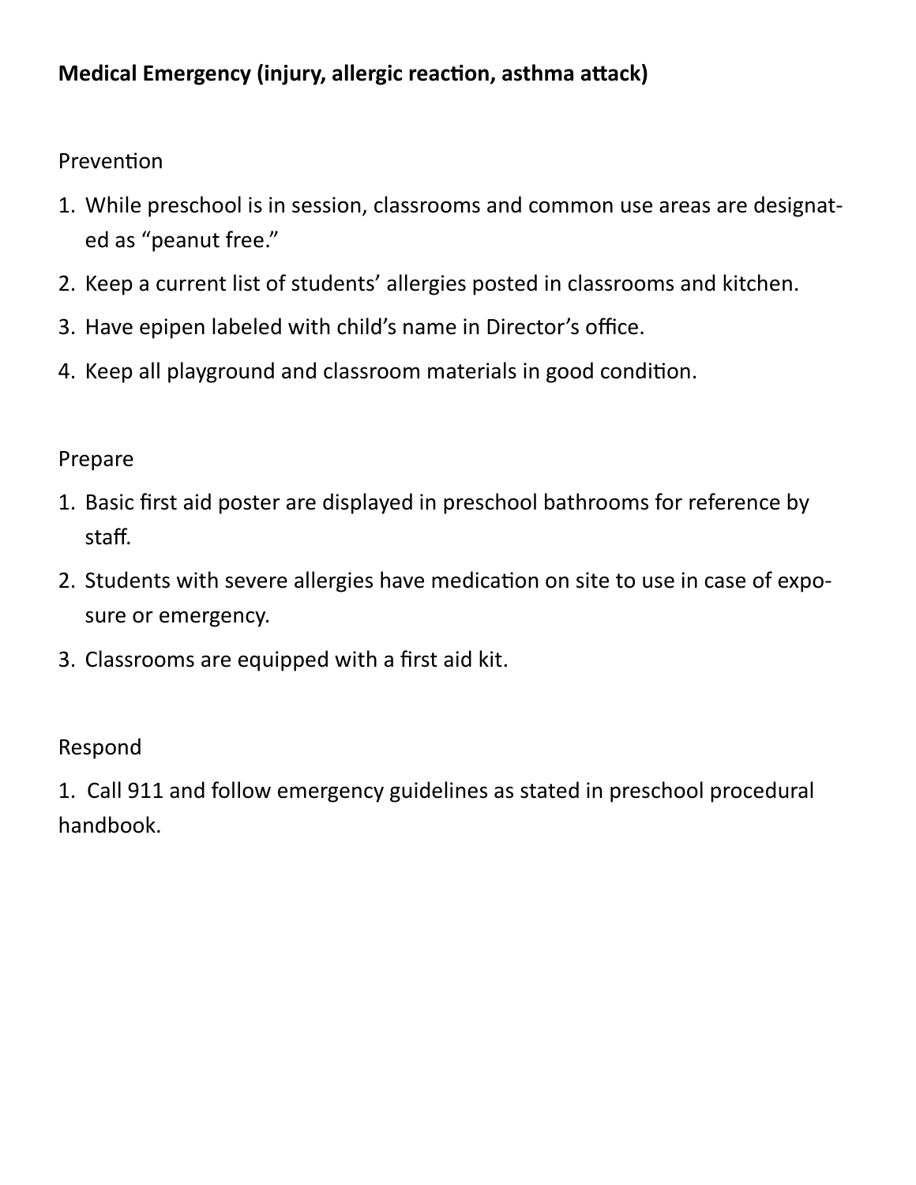**Medical Emergency (injury, allergic reaction, asthma attack)**

Prevention

1. While preschool is in session, classrooms and common use areas are designated as "peanut free."
2. Keep a current list of students' allergies posted in classrooms and kitchen.
3. Have epipen labeled with child's name in Director's office.
4. Keep all playground and classroom materials in good condition.

Prepare

1. Basic first aid poster are displayed in preschool bathrooms for reference by staff.
2. Students with severe allergies have medication on site to use in case of exposure or emergency.
3. Classrooms are equipped with a first aid kit.

Respond

1. Call 911 and follow emergency guidelines as stated in preschool procedural handbook.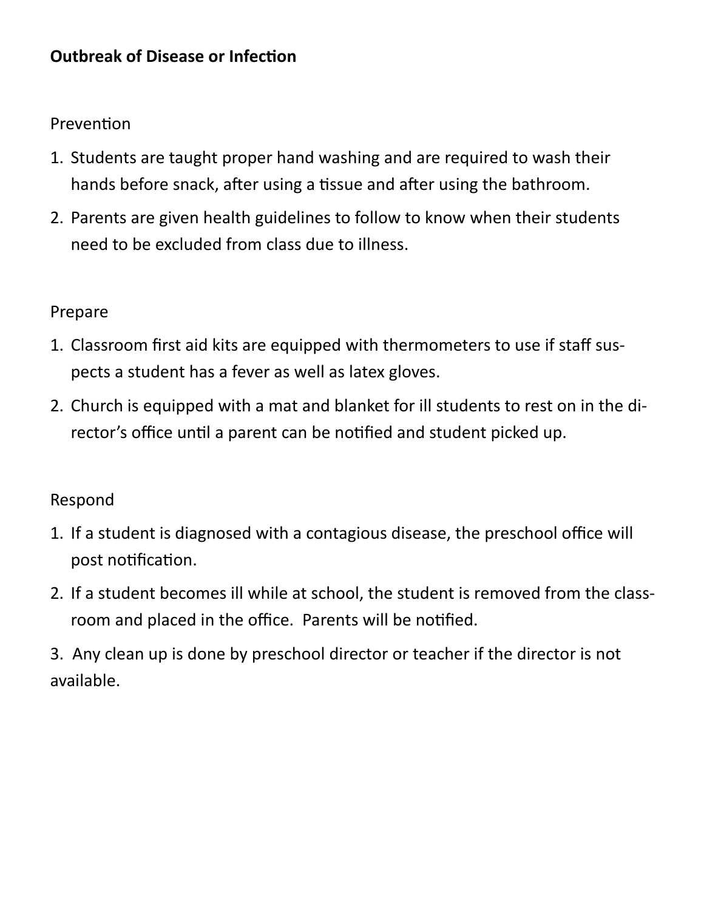**Outbreak of Disease or Infection**

Prevention

1. Students are taught proper hand washing and are required to wash their hands before snack, after using a tissue and after using the bathroom.
2. Parents are given health guidelines to follow to know when their students need to be excluded from class due to illness.

Prepare

1. Classroom first aid kits are equipped with thermometers to use if staff suspects a student has a fever as well as latex gloves.
2. Church is equipped with a mat and blanket for ill students to rest on in the director's office until a parent can be notified and student picked up.

Respond

1. If a student is diagnosed with a contagious disease, the preschool office will post notification.
2. If a student becomes ill while at school, the student is removed from the classroom and placed in the office. Parents will be notified.
3. Any clean up is done by preschool director or teacher if the director is not available.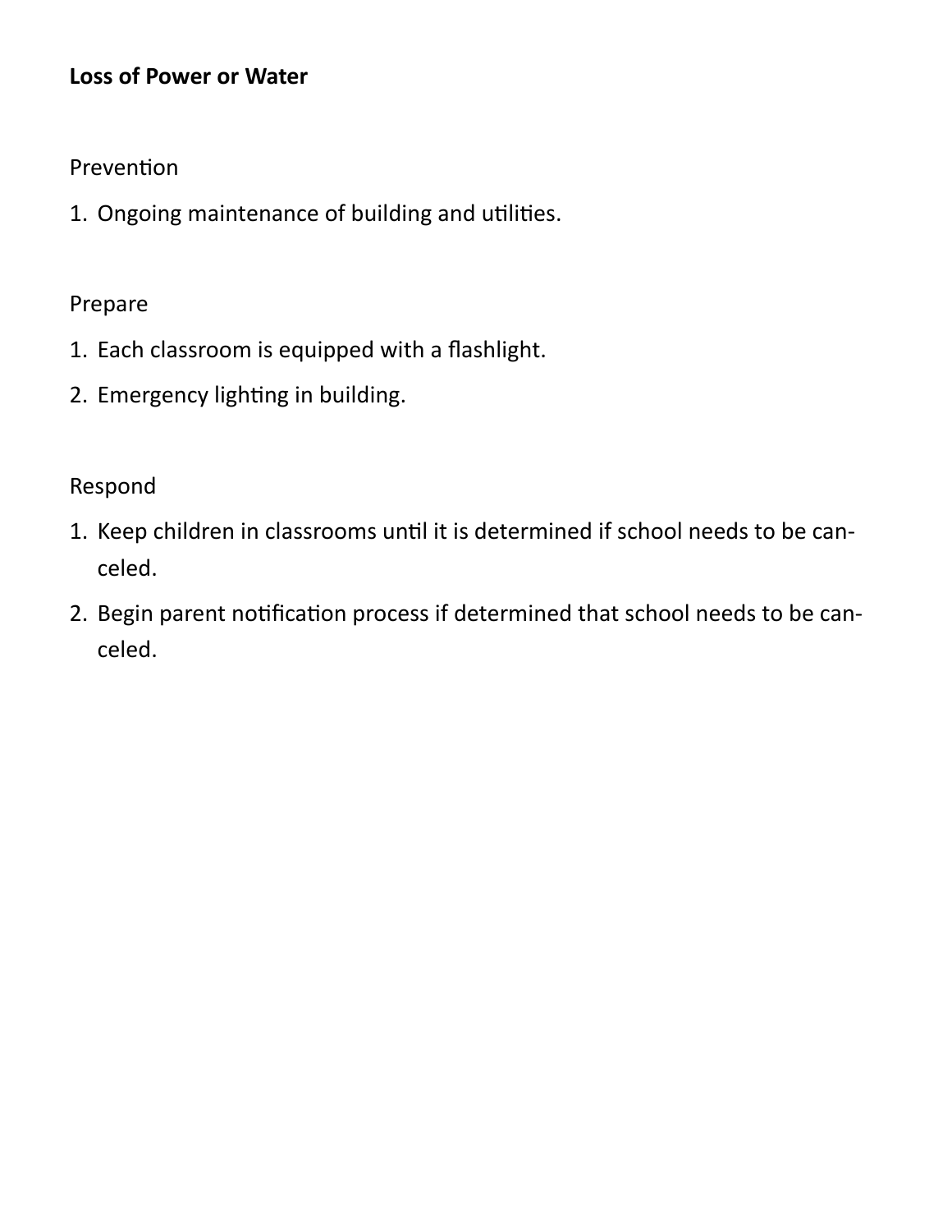**Loss of Power or Water**

Prevention

1. Ongoing maintenance of building and utilities.

Prepare

1. Each classroom is equipped with a flashlight.
2. Emergency lighting in building.

Respond

1. Keep children in classrooms until it is determined if school needs to be canceled.
2. Begin parent notification process if determined that school needs to be canceled.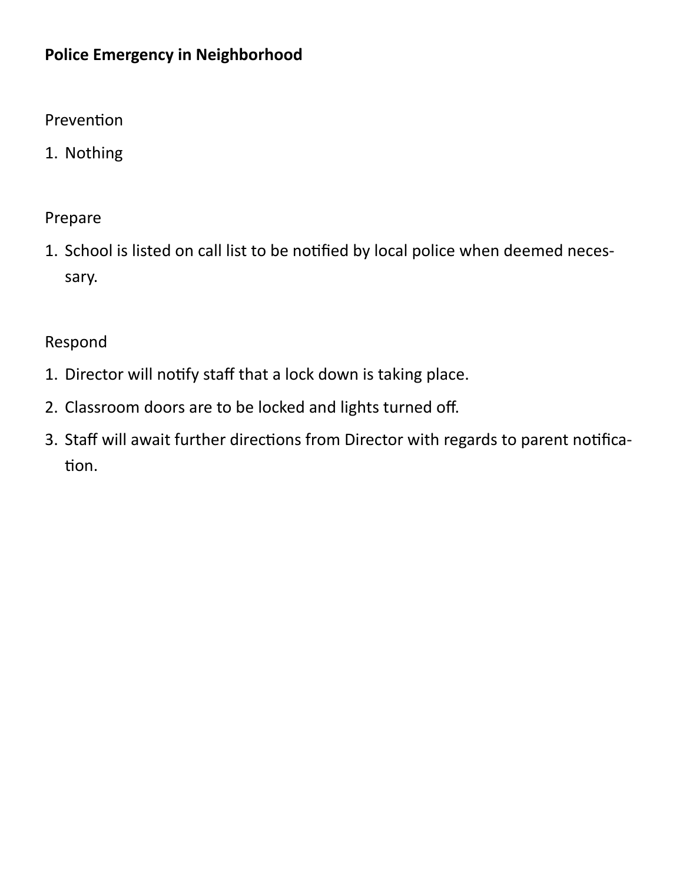**Police Emergency in Neighborhood**

Prevention

1. Nothing

Prepare

1. School is listed on call list to be notified by local police when deemed necessary.

Respond

1. Director will notify staff that a lock down is taking place.
2. Classroom doors are to be locked and lights turned off.
3. Staff will await further directions from Director with regards to parent notification.